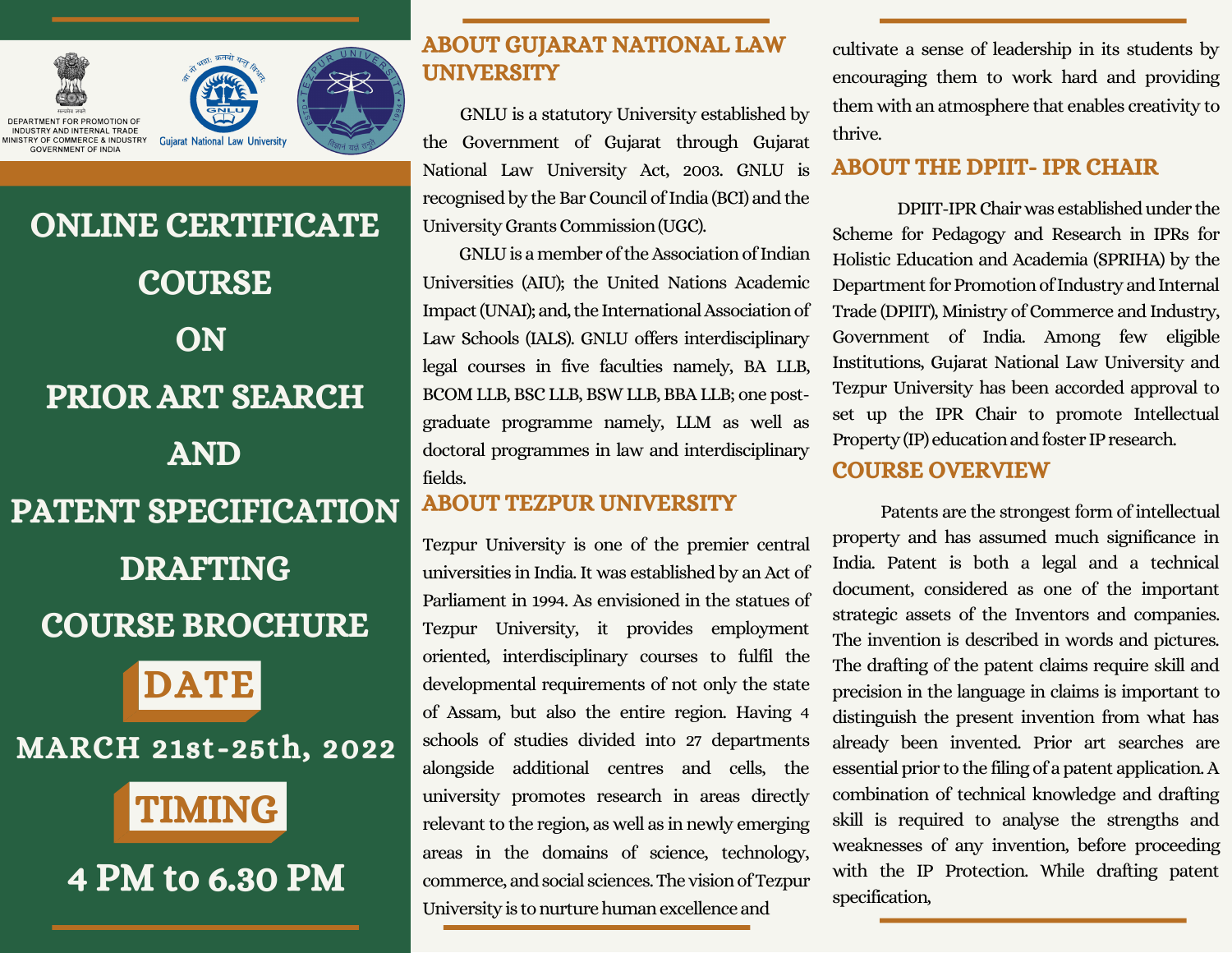DEPARTMENT FOR PROMOTION OF INDUSTRY AND INTERNAL TRADE
MINISTRY OF COMMERCE & INDUSTRY
GOVERNMENT OF INDIA

Gujarat National Law University

# ONLINE CERTIFICATE COURSE ON PRIOR ART SEARCH AND PATENT SPECIFICATION DRAFTING COURSE BROCHURE

## DATE

MARCH 21st-25th, 2022

## TIMING

4 PM to 6.30 PM

## ABOUT GUJARAT NATIONAL LAW UNIVERSITY

GNLU is a statutory University established by the Government of Gujarat through Gujarat National Law University Act, 2003. GNLU is recognised by the Bar Council of India (BCI) and the University Grants Commission (UGC).

GNLU is a member of the Association of Indian Universities (AIU); the United Nations Academic Impact (UNAI); and, the International Association of Law Schools (IALS). GNLU offers interdisciplinary legal courses in five faculties namely, BA LLB, BCOM LLB, BSC LLB, BSW LLB, BBA LLB; one post-graduate programme namely, LLM as well as doctoral programmes in law and interdisciplinary fields.

## ABOUT TEZPUR UNIVERSITY

Tezpur University is one of the premier central universities in India. It was established by an Act of Parliament in 1994. As envisioned in the statues of Tezpur University, it provides employment oriented, interdisciplinary courses to fulfil the developmental requirements of not only the state of Assam, but also the entire region. Having 4 schools of studies divided into 27 departments alongside additional centres and cells, the university promotes research in areas directly relevant to the region, as well as in newly emerging areas in the domains of science, technology, commerce, and social sciences. The vision of Tezpur University is to nurture human excellence and cultivate a sense of leadership in its students by encouraging them to work hard and providing them with an atmosphere that enables creativity to thrive.

## ABOUT THE DPIIT- IPR CHAIR

DPIIT-IPR Chair was established under the Scheme for Pedagogy and Research in IPRs for Holistic Education and Academia (SPRIHA) by the Department for Promotion of Industry and Internal Trade (DPIIT), Ministry of Commerce and Industry, Government of India. Among few eligible Institutions, Gujarat National Law University and Tezpur University has been accorded approval to set up the IPR Chair to promote Intellectual Property (IP) education and foster IP research.

## COURSE OVERVIEW

Patents are the strongest form of intellectual property and has assumed much significance in India. Patent is both a legal and a technical document, considered as one of the important strategic assets of the Inventors and companies. The invention is described in words and pictures. The drafting of the patent claims require skill and precision in the language in claims is important to distinguish the present invention from what has already been invented. Prior art searches are essential prior to the filing of a patent application. A combination of technical knowledge and drafting skill is required to analyse the strengths and weaknesses of any invention, before proceeding with the IP Protection. While drafting patent specification,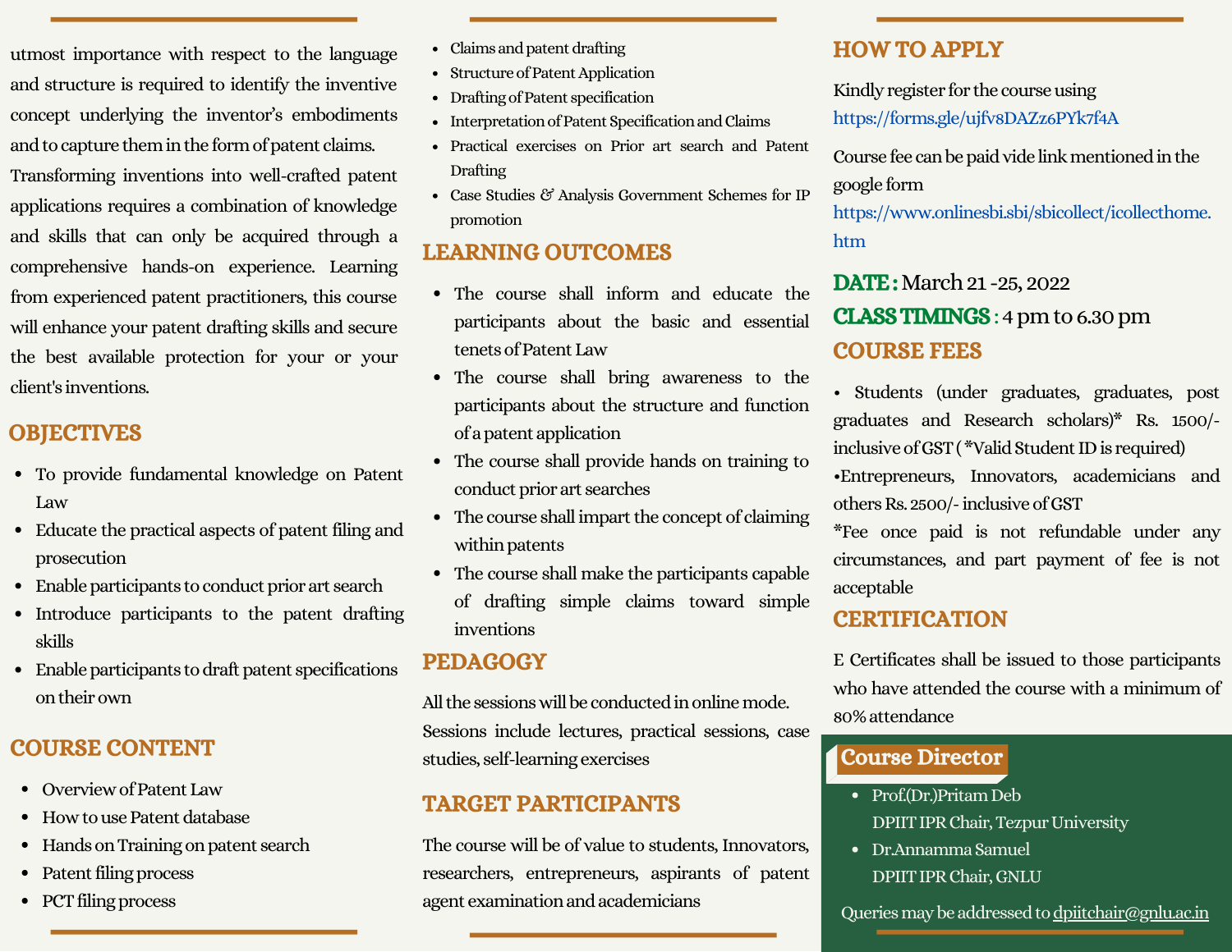utmost importance with respect to the language and structure is required to identify the inventive concept underlying the inventor's embodiments and to capture them in the form of patent claims. Transforming inventions into well-crafted patent applications requires a combination of knowledge and skills that can only be acquired through a comprehensive hands-on experience. Learning from experienced patent practitioners, this course will enhance your patent drafting skills and secure the best available protection for your or your client's inventions.

## OBJECTIVES

- To provide fundamental knowledge on Patent Law
- Educate the practical aspects of patent filing and prosecution
- Enable participants to conduct prior art search
- Introduce participants to the patent drafting skills
- Enable participants to draft patent specifications on their own

## COURSE CONTENT

- Overview of Patent Law
- How to use Patent database
- Hands on Training on patent search
- Patent filing process
- PCT filing process
- Claims and patent drafting
- Structure of Patent Application
- Drafting of Patent specification
- Interpretation of Patent Specification and Claims
- Practical exercises on Prior art search and Patent Drafting
- Case Studies & Analysis Government Schemes for IP promotion

## LEARNING OUTCOMES

- The course shall inform and educate the participants about the basic and essential tenets of Patent Law
- The course shall bring awareness to the participants about the structure and function of a patent application
- The course shall provide hands on training to conduct prior art searches
- The course shall impart the concept of claiming within patents
- The course shall make the participants capable of drafting simple claims toward simple inventions

## PEDAGOGY

All the sessions will be conducted in online mode. Sessions include lectures, practical sessions, case studies, self-learning exercises

## TARGET PARTICIPANTS

The course will be of value to students, Innovators, researchers, entrepreneurs, aspirants of patent agent examination and academicians

## HOW TO APPLY

Kindly register for the course using https://forms.gle/ujfv8DAZz6PYk7f4A

Course fee can be paid vide link mentioned in the google form https://www.onlinesbi.sbi/sbicollect/icollecthome.htm

**DATE :** March 21 -25, 2022

**CLASS TIMINGS** : 4 pm to 6.30 pm

## COURSE FEES

• Students (under graduates, graduates, post graduates and Research scholars)* Rs. 1500/- inclusive of GST ( *Valid Student ID is required)

•Entrepreneurs, Innovators, academicians and others Rs. 2500/- inclusive of GST

*Fee once paid is not refundable under any circumstances, and part payment of fee is not acceptable

## CERTIFICATION

E Certificates shall be issued to those participants who have attended the course with a minimum of 80% attendance

## Course Director

- Prof.(Dr.)Pritam Deb
  DPIIT IPR Chair, Tezpur University
- Dr.Annamma Samuel
  DPIIT IPR Chair, GNLU

Queries may be addressed to dpiitchair@gnlu.ac.in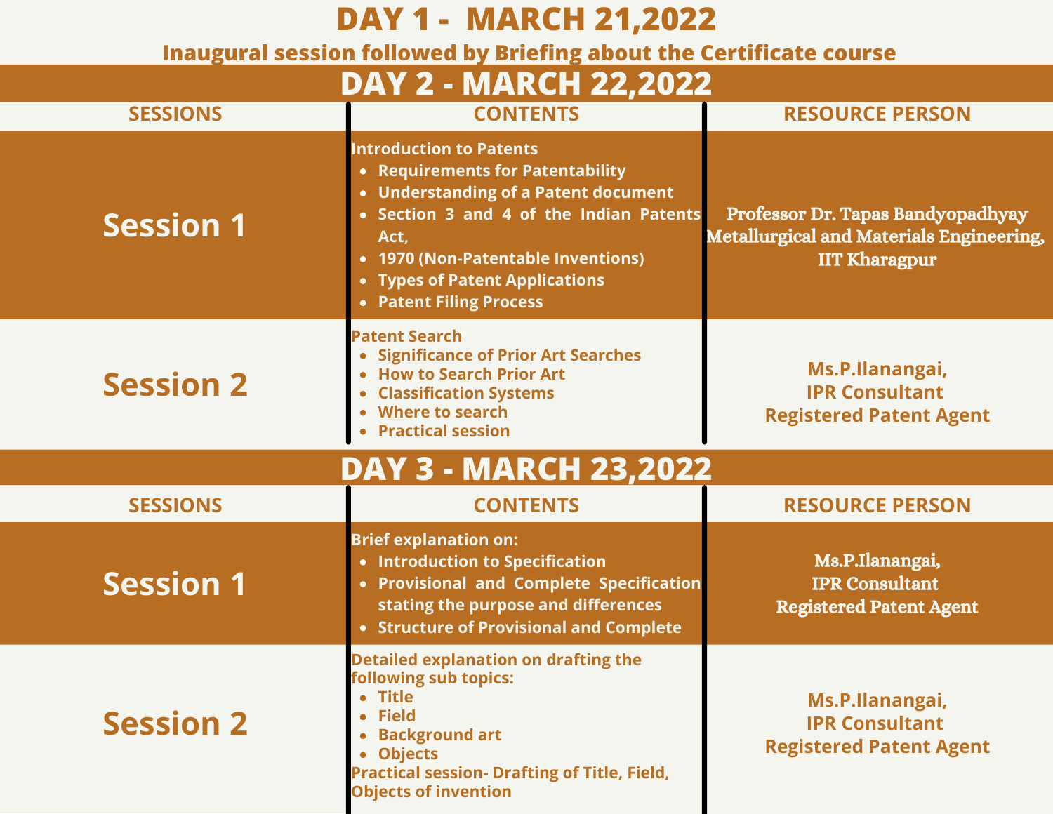# DAY 1 - MARCH 21,2022

**Inaugural session followed by Briefing about the Certificate course**

# DAY 2 - MARCH 22,2022

| SESSIONS | CONTENTS | RESOURCE PERSON |
|---|---|---|
| Session 1 | Introduction to Patents<br>• Requirements for Patentability<br>• Understanding of a Patent document<br>• Section 3 and 4 of the Indian Patents Act,<br>• 1970 (Non-Patentable Inventions)<br>• Types of Patent Applications<br>• Patent Filing Process | Professor Dr. Tapas Bandyopadhyay<br>Metallurgical and Materials Engineering,<br>IIT Kharagpur |
| Session 2 | Patent Search<br>• Significance of Prior Art Searches<br>• How to Search Prior Art<br>• Classification Systems<br>• Where to search<br>• Practical session | Ms.P.Ilanangai,<br>IPR Consultant<br>Registered Patent Agent |

# DAY 3 - MARCH 23,2022

| SESSIONS | CONTENTS | RESOURCE PERSON |
|---|---|---|
| Session 1 | Brief explanation on:<br>• Introduction to Specification<br>• Provisional and Complete Specification stating the purpose and differences<br>• Structure of Provisional and Complete | Ms.P.Ilanangai,<br>IPR Consultant<br>Registered Patent Agent |
| Session 2 | Detailed explanation on drafting the following sub topics:<br>• Title<br>• Field<br>• Background art<br>• Objects<br>Practical session- Drafting of Title, Field, Objects of invention | Ms.P.Ilanangai,<br>IPR Consultant<br>Registered Patent Agent |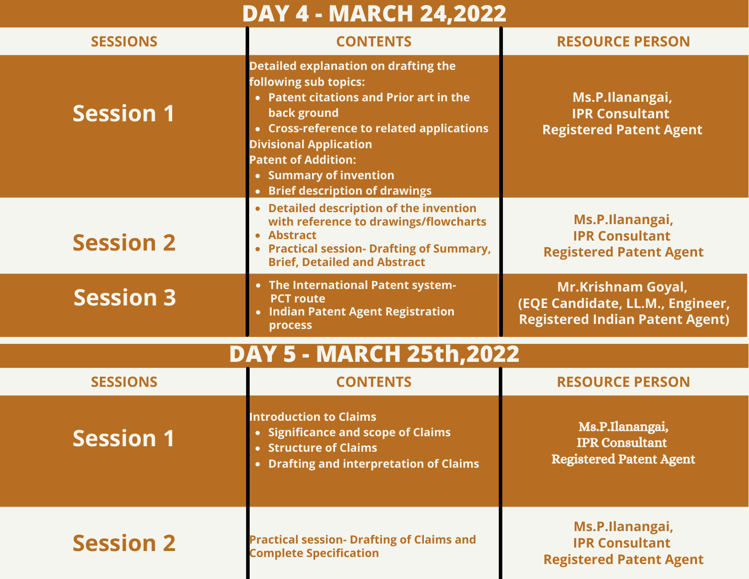## DAY 4 - MARCH 24,2022

| SESSIONS | CONTENTS | RESOURCE PERSON |
|---|---|---|
| Session 1 | Detailed explanation on drafting the following sub topics:<br>• Patent citations and Prior art in the back ground<br>• Cross-reference to related applications<br>Divisional Application<br>Patent of Addition:<br>• Summary of invention<br>• Brief description of drawings | Ms.P.Ilanangai,<br>IPR Consultant<br>Registered Patent Agent |
| Session 2 | • Detailed description of the invention with reference to drawings/flowcharts<br>• Abstract<br>• Practical session- Drafting of Summary, Brief, Detailed and Abstract | Ms.P.Ilanangai,<br>IPR Consultant<br>Registered Patent Agent |
| Session 3 | • The International Patent system- PCT route<br>• Indian Patent Agent Registration process | Mr.Krishnam Goyal,<br>(EQE Candidate, LL.M., Engineer, Registered Indian Patent Agent) |

## DAY 5 - MARCH 25th,2022

| SESSIONS | CONTENTS | RESOURCE PERSON |
|---|---|---|
| Session 1 | Introduction to Claims<br>• Significance and scope of Claims<br>• Structure of Claims<br>• Drafting and interpretation of Claims | Ms.P.Ilanangai,<br>IPR Consultant<br>Registered Patent Agent |
| Session 2 | Practical session- Drafting of Claims and Complete Specification | Ms.P.Ilanangai,<br>IPR Consultant<br>Registered Patent Agent |